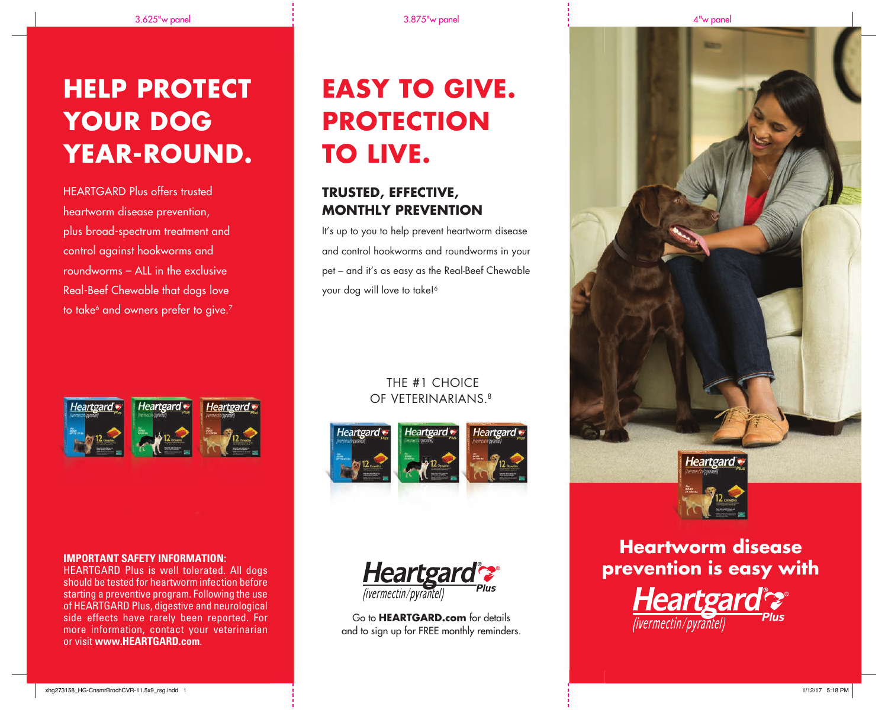# HELP PROTECT YOUR DOG YEAR-ROUND.

HEARTGARD Plus offers trusted heartworm disease prevention, plus broad-spectrum treatment and control against hookworms and roundworms – ALL in the exclusive Real-Beef Chewable that dogs love to take[6] and owners prefer to give.[7]

**IMPORTANT SAFETY INFORMATION:**
HEARTGARD Plus is well tolerated. All dogs should be tested for heartworm infection before starting a preventive program. Following the use of HEARTGARD Plus, digestive and neurological side effects have rarely been reported. For more information, contact your veterinarian or visit **www.HEARTGARD.com**.

# EASY TO GIVE. PROTECTION TO LIVE.

## TRUSTED, EFFECTIVE, MONTHLY PREVENTION

It's up to you to help prevent heartworm disease and control hookworms and roundworms in your pet – and it's as easy as the Real-Beef Chewable your dog will love to take![6]

THE #1 CHOICE OF VETERINARIANS.[8]

Heartgard® Plus (ivermectin/pyrantel)

Go to **HEARTGARD.com** for details and to sign up for FREE monthly reminders.

## Heartworm disease prevention is easy with Heartgard® Plus (ivermectin/pyrantel)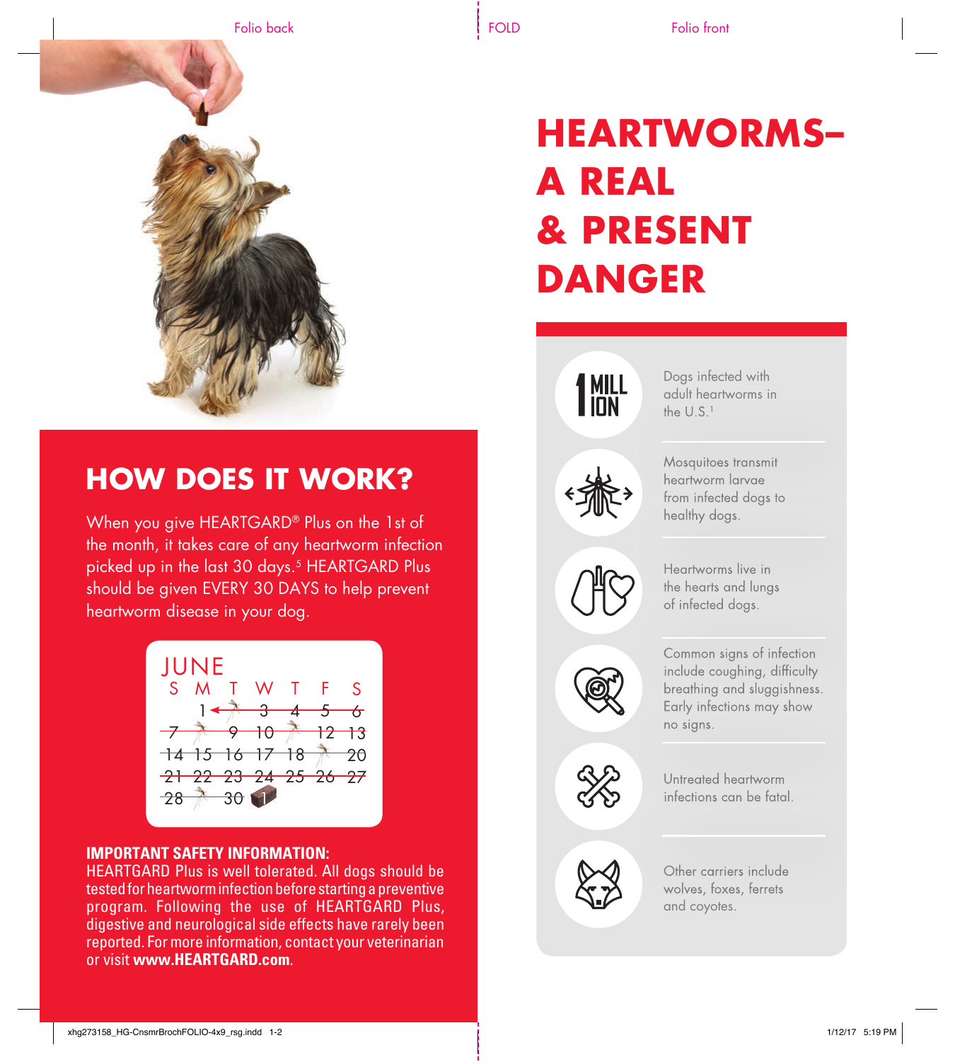## HOW DOES IT WORK?

When you give HEARTGARD® Plus on the 1st of the month, it takes care of any heartworm infection picked up in the last 30 days.[5] HEARTGARD Plus should be given EVERY 30 DAYS to help prevent heartworm disease in your dog.

**IMPORTANT SAFETY INFORMATION:**
HEARTGARD Plus is well tolerated. All dogs should be tested for heartworm infection before starting a preventive program. Following the use of HEARTGARD Plus, digestive and neurological side effects have rarely been reported. For more information, contact your veterinarian or visit **www.HEARTGARD.com**.

# HEARTWORMS– A REAL & PRESENT DANGER

1 MILLION — Dogs infected with adult heartworms in the U.S.[1]

Mosquitoes transmit heartworm larvae from infected dogs to healthy dogs.

Heartworms live in the hearts and lungs of infected dogs.

Common signs of infection include coughing, difficulty breathing and sluggishness. Early infections may show no signs.

Untreated heartworm infections can be fatal.

Other carriers include wolves, foxes, ferrets and coyotes.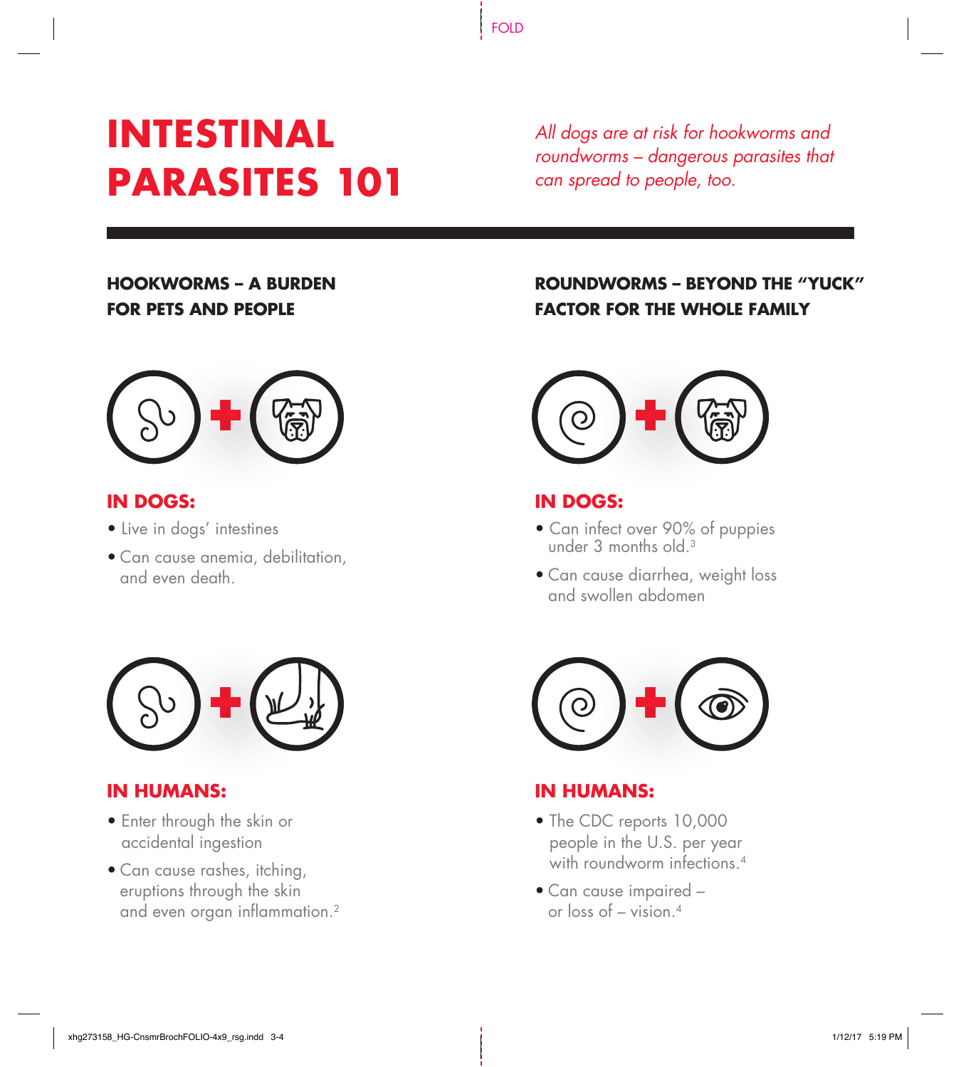# INTESTINAL PARASITES 101

*All dogs are at risk for hookworms and roundworms – dangerous parasites that can spread to people, too.*

## HOOKWORMS – A BURDEN FOR PETS AND PEOPLE

### IN DOGS:

- Live in dogs' intestines
- Can cause anemia, debilitation, and even death.

### IN HUMANS:

- Enter through the skin or accidental ingestion
- Can cause rashes, itching, eruptions through the skin and even organ inflammation.[2]

## ROUNDWORMS – BEYOND THE "YUCK" FACTOR FOR THE WHOLE FAMILY

### IN DOGS:

- Can infect over 90% of puppies under 3 months old.[3]
- Can cause diarrhea, weight loss and swollen abdomen

### IN HUMANS:

- The CDC reports 10,000 people in the U.S. per year with roundworm infections.[4]
- Can cause impaired – or loss of – vision.[4]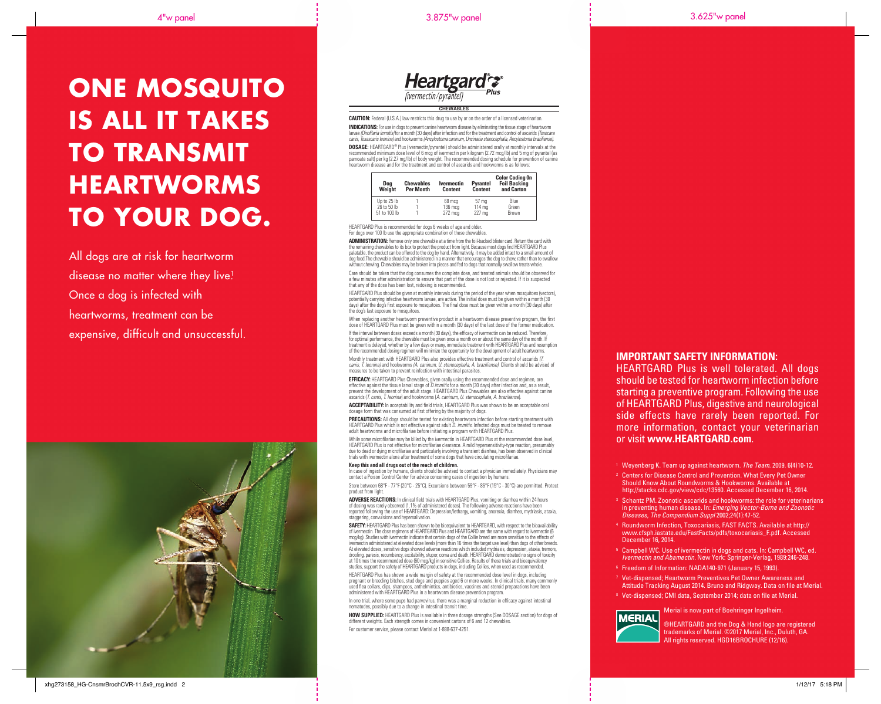# ONE MOSQUITO IS ALL IT TAKES TO TRANSMIT HEARTWORMS TO YOUR DOG.

All dogs are at risk for heartworm disease no matter where they live[1] Once a dog is infected with heartworms, treatment can be expensive, difficult and unsuccessful.

Heartgard Plus (ivermectin/pyrantel)

**CHEWABLES**

**CAUTION:** Federal (U.S.A.) law restricts this drug to use by or on the order of a licensed veterinarian.

**INDICATIONS:** For use in dogs to prevent canine heartworm disease by eliminating the tissue stage of heartworm larvae (*Dirofilaria immitis*) for a month (30 days) after infection and for the treatment and control of ascarids (*Toxocara canis, Toxascaris leonina*) and hookworms (*Ancylostoma caninum, Uncinaria stenocephala, Ancylostoma braziliense*).

**DOSAGE:** HEARTGARD® Plus (ivermectin/pyrantel) should be administered orally at monthly intervals at the recommended minimum dose level of 6 mcg of ivermectin per kilogram (2.72 mcg/lb) and 5 mg of pyrantel (as pamoate salt) per kg (2.27 mg/lb) of body weight. The recommended dosing schedule for prevention of canine heartworm disease and for the treatment and control of ascarids and hookworms is as follows:

| Dog Weight | Chewables Per Month | Ivermectin Content | Pyrantel Content | Color Coding On Foil Backing and Carton |
|---|---|---|---|---|
| Up to 25 lb | 1 | 68 mcg | 57 mg | Blue |
| 26 to 50 lb | 1 | 136 mcg | 114 mg | Green |
| 51 to 100 lb | 1 | 272 mcg | 227 mg | Brown |

HEARTGARD Plus is recommended for dogs 6 weeks of age and older.
For dogs over 100 lb use the appropriate combination of these chewables.

**ADMINISTRATION:** Remove only one chewable at a time from the foil-backed blister card. Return the card with the remaining chewables to its box to protect the product from light. Because most dogs find HEARTGARD Plus palatable, the product can be offered to the dog by hand. Alternatively, it may be added intact to a small amount of dog food. The chewable should be administered in a manner that encourages the dog to chew, rather than to swallow without chewing. Chewables may be broken into pieces and fed to dogs that normally swallow treats whole.

Care should be taken that the dog consumes the complete dose, and treated animals should be observed for a few minutes after administration to ensure that part of the dose is not lost or rejected. If it is suspected that any of the dose has been lost, redosing is recommended.

HEARTGARD Plus should be given at monthly intervals during the period of the year when mosquitoes (vectors), potentially carrying infective heartworm larvae, are active. The initial dose must be given within a month (30 days) after the dog's first exposure to mosquitoes. The final dose must be given within a month (30 days) after the dog's last exposure to mosquitoes.

When replacing another heartworm preventive product in a heartworm disease preventive program, the first dose of HEARTGARD Plus must be given within a month (30 days) of the last dose of the former medication.

If the interval between doses exceeds a month (30 days), the efficacy of ivermectin can be reduced. Therefore, for optimal performance, the chewable must be given once a month on or about the same day of the month. If treatment is delayed, whether by a few days or many, immediate treatment with HEARTGARD Plus and resumption of the recommended dosing regimen will minimize the opportunity for the development of adult heartworms.

Monthly treatment with HEARTGARD Plus also provides effective treatment and control of ascarids (*T. canis, T. leonina*) and hookworms (*A. caninum, U. stenocephala, A. braziliense*). Clients should be advised of measures to be taken to prevent reinfection with intestinal parasites.

**EFFICACY:** HEARTGARD Plus Chewables, given orally using the recommended dose and regimen, are effective against the tissue larval stage of *D. immitis* for a month (30 days) after infection and, as a result, prevent the development of the adult stage. HEARTGARD Plus Chewables are also effective against canine ascarids (*T. canis, T. leonina*) and hookworms (*A. caninum, U. stenocephala, A. braziliense*).

**ACCEPTABILITY:** In acceptability and field trials, HEARTGARD Plus was shown to be an acceptable oral dosage form that was consumed at first offering by the majority of dogs.

**PRECAUTIONS:** All dogs should be tested for existing heartworm infection before starting treatment with HEARTGARD Plus which is not effective against adult *D. immitis*. Infected dogs must be treated to remove adult heartworms and microfilariae before initiating a program with HEARTGARD Plus.

While some microfilariae may be killed by the ivermectin in HEARTGARD Plus at the recommended dose level, HEARTGARD Plus is not effective for microfilariae clearance. A mild hypersensitivity-type reaction, presumably due to dead or dying microfilariae and particularly involving a transient diarrhea, has been observed in clinical trials with ivermectin alone after treatment of some dogs that have circulating microfilariae.

**Keep this and all drugs out of the reach of children.**
In case of ingestion by humans, clients should be advised to contact a physician immediately. Physicians may contact a Poison Control Center for advice concerning cases of ingestion by humans.

Store between 68°F - 77°F (20°C - 25°C). Excursions between 59°F - 86°F (15°C - 30°C) are permitted. Protect product from light.

**ADVERSE REACTIONS:** In clinical field trials with HEARTGARD Plus, vomiting or diarrhea within 24 hours of dosing was rarely observed (1.1% of administered doses). The following adverse reactions have been reported following the use of HEARTGARD: Depression/lethargy, vomiting, anorexia, diarrhea, mydriasis, ataxia, staggering, convulsions and hypersalivation.

**SAFETY:** HEARTGARD Plus has been shown to be bioequivalent to HEARTGARD, with respect to the bioavailability of ivermectin. The dose regimens of HEARTGARD Plus and HEARTGARD are the same with regard to ivermectin (6 mcg/kg). Studies with ivermectin indicate that certain dogs of the Collie breed are more sensitive to the effects of ivermectin administered at elevated dose levels (more than 16 times the target use level) than dogs of other breeds. At elevated doses, sensitive dogs showed adverse reactions which included mydriasis, depression, ataxia, tremors, drooling, paresis, recumbency, excitability, stupor, coma and death. HEARTGARD demonstrated no signs of toxicity at 10 times the recommended dose (60 mcg/kg) in sensitive Collies. Results of these trials and bioequivalency studies, support the safety of HEARTGARD products in dogs, including Collies, when used as recommended.

HEARTGARD Plus has shown a wide margin of safety at the recommended dose level in dogs, including pregnant or breeding bitches, stud dogs and puppies aged 6 or more weeks. In clinical trials, many commonly used flea collars, dips, shampoos, anthelmintics, antibiotics, vaccines and steroid preparations have been administered with HEARTGARD Plus in a heartworm disease prevention program.

In one trial, where some pups had parvovirus, there was a marginal reduction in efficacy against intestinal nematodes, possibly due to a change in intestinal transit time.

**HOW SUPPLIED:** HEARTGARD Plus is available in three dosage strengths (See DOSAGE section) for dogs of different weights. Each strength comes in convenient cartons of 6 and 12 chewables.

For customer service, please contact Merial at 1-888-637-4251.

## IMPORTANT SAFETY INFORMATION:

HEARTGARD Plus is well tolerated. All dogs should be tested for heartworm infection before starting a preventive program. Following the use of HEARTGARD Plus, digestive and neurological side effects have rarely been reported. For more information, contact your veterinarian or visit **www.HEARTGARD.com**.

1. Weyenberg K. Team up against heartworm. *The Team*. 2009. 6(4)10-12.
2. Centers for Disease Control and Prevention. What Every Pet Owner Should Know About Roundworms & Hookworms. Available at http://stacks.cdc.gov/view/cdc/13560. Accessed December 16, 2014.
3. Schantz PM. Zoonotic ascarids and hookworms: the role for veterinarians in preventing human disease. In: *Emerging Vector-Borne and Zoonotic Diseases, The Compendium Suppl* 2002;24(1):47-52.
4. Roundworm Infection, Toxocariasis, FAST FACTS. Available at http://www.cfsph.iastate.edu/FastFacts/pdfs/toxocariasis_F.pdf. Accessed December 16, 2014.
5. Campbell WC. Use of ivermectin in dogs and cats. In: Campbell WC, ed. *Ivermectin and Abamectin*. New York: Springer-Verlag, 1989:246-248.
6. Freedom of Information: NADA140-971 (January 15, 1993).
7. Vet-dispensed; Heartworm Preventives Pet Owner Awareness and Attitude Tracking August 2014. Bruno and Ridgway. Data on file at Merial.
8. Vet-dispensed; CMI data, September 2014; data on file at Merial.

MERIAL

Merial is now part of Boehringer Ingelheim.

®HEARTGARD and the Dog & Hand logo are registered trademarks of Merial. ©2017 Merial, Inc., Duluth, GA. All rights reserved. HGD16BROCHURE (12/16).